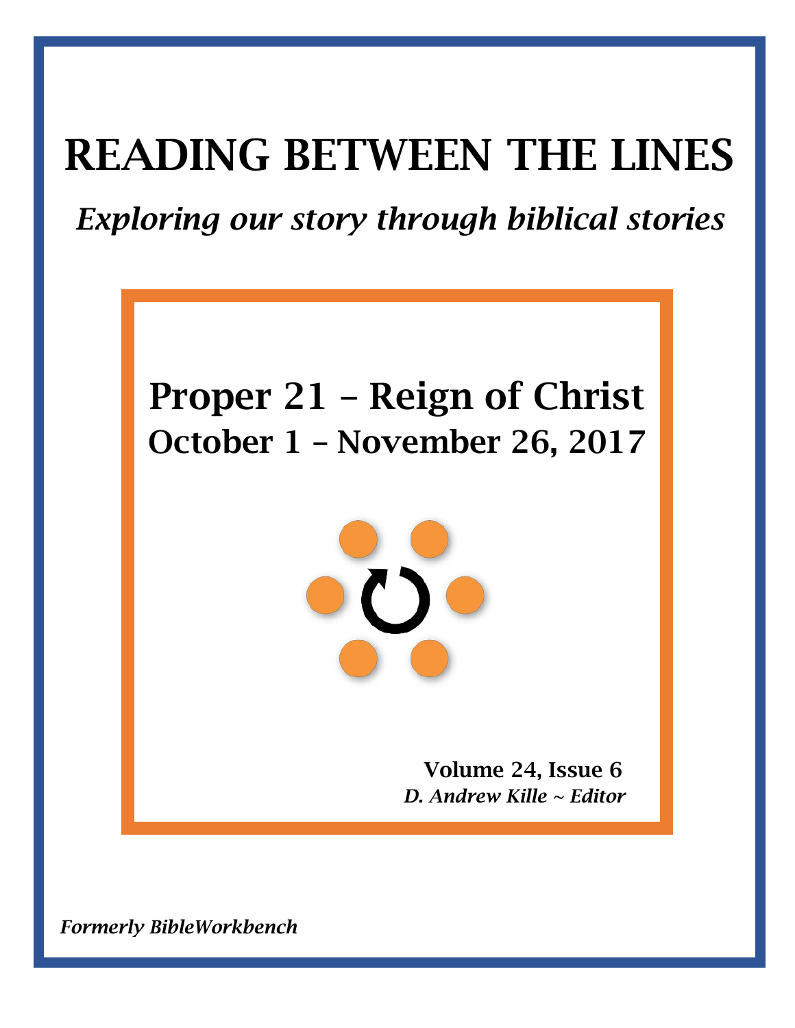# READING BETWEEN THE LINES

*Exploring our story through biblical stories*

## Proper 21 – Reign of Christ
### October 1 – November 26, 2017

**Volume 24, Issue 6**
***D. Andrew Kille ~ Editor***

***Formerly BibleWorkbench***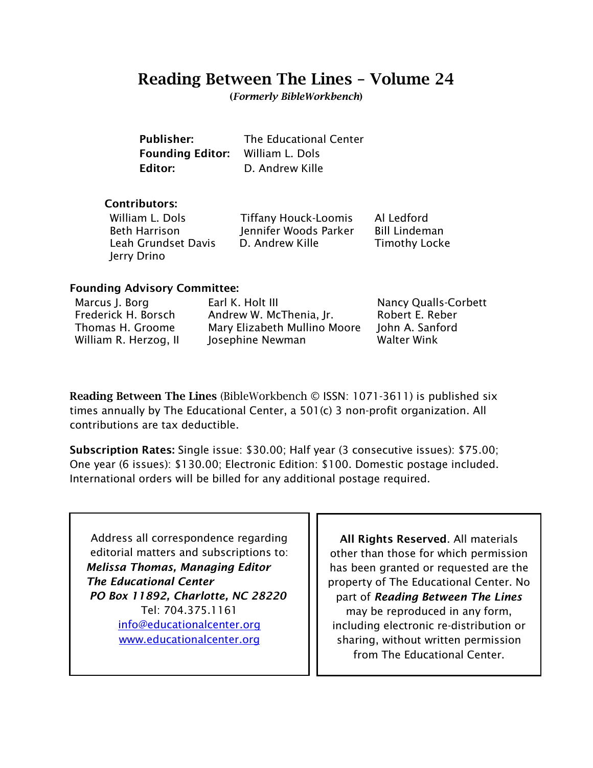# Reading Between The Lines – Volume 24

**(*Formerly BibleWorkbench*)**

**Publisher:** The Educational Center
**Founding Editor:** William L. Dols
**Editor:** D. Andrew Kille

**Contributors:**

William L. Dols
Beth Harrison
Leah Grundset Davis
Jerry Drino
Tiffany Houck-Loomis
Jennifer Woods Parker
D. Andrew Kille
Al Ledford
Bill Lindeman
Timothy Locke

**Founding Advisory Committee:**

Marcus J. Borg
Frederick H. Borsch
Thomas H. Groome
William R. Herzog, II
Earl K. Holt III
Andrew W. McThenia, Jr.
Mary Elizabeth Mullino Moore
Josephine Newman
Nancy Qualls-Corbett
Robert E. Reber
John A. Sanford
Walter Wink

**Reading Between The Lines** (BibleWorkbench © ISSN: 1071-3611) is published six times annually by The Educational Center, a 501(c) 3 non-profit organization. All contributions are tax deductible.

**Subscription Rates:** Single issue: $30.00; Half year (3 consecutive issues): $75.00; One year (6 issues): $130.00; Electronic Edition: $100. Domestic postage included. International orders will be billed for any additional postage required.

Address all correspondence regarding editorial matters and subscriptions to:
***Melissa Thomas, Managing Editor***
***The Educational Center***
***PO Box 11892, Charlotte, NC 28220***
Tel: 704.375.1161
info@educationalcenter.org
www.educationalcenter.org

**All Rights Reserved**. All materials other than those for which permission has been granted or requested are the property of The Educational Center. No part of ***Reading Between The Lines*** may be reproduced in any form, including electronic re-distribution or sharing, without written permission from The Educational Center.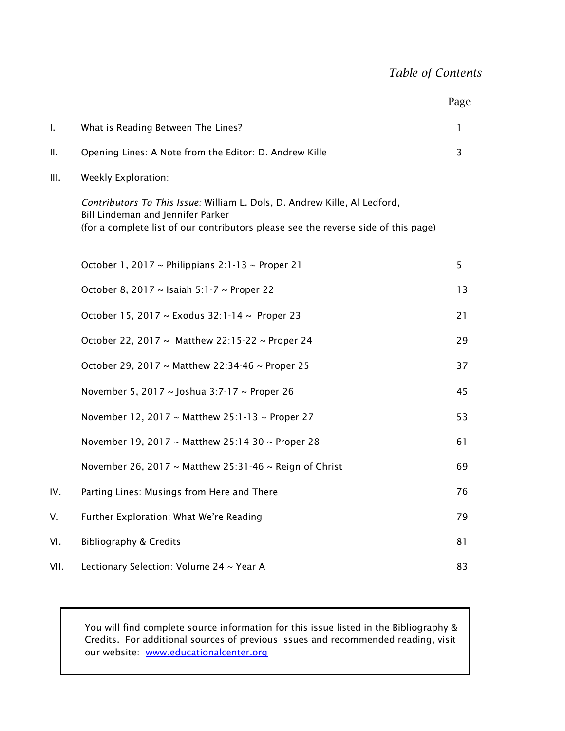# *Table of Contents*

| | | Page |
|---|---|---|
| I. | What is Reading Between The Lines? | 1 |
| II. | Opening Lines: A Note from the Editor: D. Andrew Kille | 3 |
| III. | Weekly Exploration: | |
| | *Contributors To This Issue:* William L. Dols, D. Andrew Kille, Al Ledford, Bill Lindeman and Jennifer Parker (for a complete list of our contributors please see the reverse side of this page) | |
| | October 1, 2017 ~ Philippians 2:1-13 ~ Proper 21 | 5 |
| | October 8, 2017 ~ Isaiah 5:1-7 ~ Proper 22 | 13 |
| | October 15, 2017 ~ Exodus 32:1-14 ~ Proper 23 | 21 |
| | October 22, 2017 ~ Matthew 22:15-22 ~ Proper 24 | 29 |
| | October 29, 2017 ~ Matthew 22:34-46 ~ Proper 25 | 37 |
| | November 5, 2017 ~ Joshua 3:7-17 ~ Proper 26 | 45 |
| | November 12, 2017 ~ Matthew 25:1-13 ~ Proper 27 | 53 |
| | November 19, 2017 ~ Matthew 25:14-30 ~ Proper 28 | 61 |
| | November 26, 2017 ~ Matthew 25:31-46 ~ Reign of Christ | 69 |
| IV. | Parting Lines: Musings from Here and There | 76 |
| V. | Further Exploration: What We're Reading | 79 |
| VI. | Bibliography & Credits | 81 |
| VII. | Lectionary Selection: Volume 24 ~ Year A | 83 |

You will find complete source information for this issue listed in the Bibliography & Credits. For additional sources of previous issues and recommended reading, visit our website: [www.educationalcenter.org](http://www.educationalcenter.org)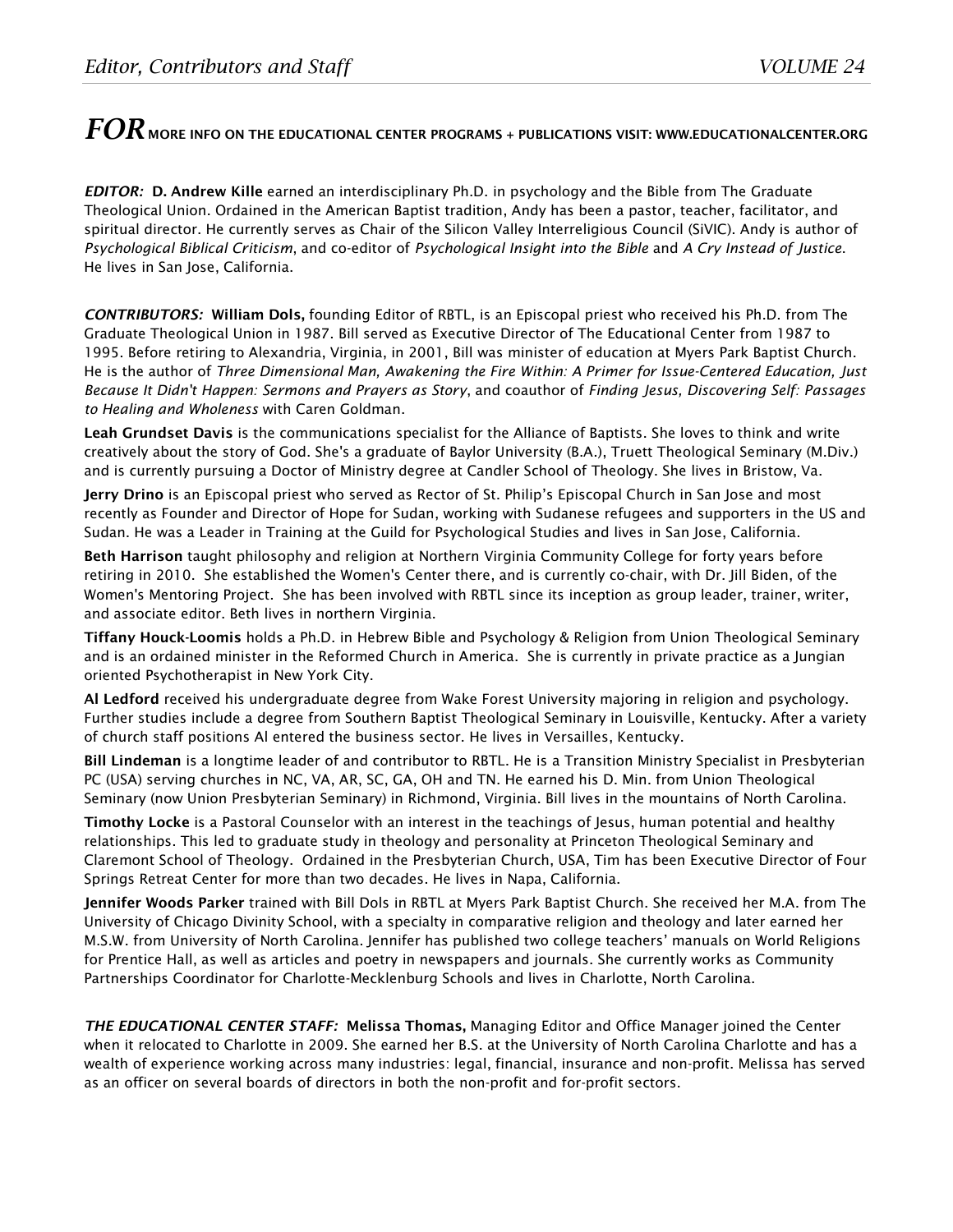***FOR*** **MORE INFO ON THE EDUCATIONAL CENTER PROGRAMS + PUBLICATIONS VISIT: WWW.EDUCATIONALCENTER.ORG**

***EDITOR:*** **D. Andrew Kille** earned an interdisciplinary Ph.D. in psychology and the Bible from The Graduate Theological Union. Ordained in the American Baptist tradition, Andy has been a pastor, teacher, facilitator, and spiritual director. He currently serves as Chair of the Silicon Valley Interreligious Council (SiVIC). Andy is author of *Psychological Biblical Criticism*, and co-editor of *Psychological Insight into the Bible* and *A Cry Instead of Justice*. He lives in San Jose, California.

***CONTRIBUTORS:*** **William Dols,** founding Editor of RBTL, is an Episcopal priest who received his Ph.D. from The Graduate Theological Union in 1987. Bill served as Executive Director of The Educational Center from 1987 to 1995. Before retiring to Alexandria, Virginia, in 2001, Bill was minister of education at Myers Park Baptist Church. He is the author of *Three Dimensional Man, Awakening the Fire Within: A Primer for Issue-Centered Education, Just Because It Didn't Happen: Sermons and Prayers as Story*, and coauthor of *Finding Jesus, Discovering Self: Passages to Healing and Wholeness* with Caren Goldman.

**Leah Grundset Davis** is the communications specialist for the Alliance of Baptists. She loves to think and write creatively about the story of God. She's a graduate of Baylor University (B.A.), Truett Theological Seminary (M.Div.) and is currently pursuing a Doctor of Ministry degree at Candler School of Theology. She lives in Bristow, Va.

**Jerry Drino** is an Episcopal priest who served as Rector of St. Philip's Episcopal Church in San Jose and most recently as Founder and Director of Hope for Sudan, working with Sudanese refugees and supporters in the US and Sudan. He was a Leader in Training at the Guild for Psychological Studies and lives in San Jose, California.

**Beth Harrison** taught philosophy and religion at Northern Virginia Community College for forty years before retiring in 2010. She established the Women's Center there, and is currently co-chair, with Dr. Jill Biden, of the Women's Mentoring Project. She has been involved with RBTL since its inception as group leader, trainer, writer, and associate editor. Beth lives in northern Virginia.

**Tiffany Houck-Loomis** holds a Ph.D. in Hebrew Bible and Psychology & Religion from Union Theological Seminary and is an ordained minister in the Reformed Church in America. She is currently in private practice as a Jungian oriented Psychotherapist in New York City.

**Al Ledford** received his undergraduate degree from Wake Forest University majoring in religion and psychology. Further studies include a degree from Southern Baptist Theological Seminary in Louisville, Kentucky. After a variety of church staff positions Al entered the business sector. He lives in Versailles, Kentucky.

**Bill Lindeman** is a longtime leader of and contributor to RBTL. He is a Transition Ministry Specialist in Presbyterian PC (USA) serving churches in NC, VA, AR, SC, GA, OH and TN. He earned his D. Min. from Union Theological Seminary (now Union Presbyterian Seminary) in Richmond, Virginia. Bill lives in the mountains of North Carolina.

**Timothy Locke** is a Pastoral Counselor with an interest in the teachings of Jesus, human potential and healthy relationships. This led to graduate study in theology and personality at Princeton Theological Seminary and Claremont School of Theology. Ordained in the Presbyterian Church, USA, Tim has been Executive Director of Four Springs Retreat Center for more than two decades. He lives in Napa, California.

**Jennifer Woods Parker** trained with Bill Dols in RBTL at Myers Park Baptist Church. She received her M.A. from The University of Chicago Divinity School, with a specialty in comparative religion and theology and later earned her M.S.W. from University of North Carolina. Jennifer has published two college teachers' manuals on World Religions for Prentice Hall, as well as articles and poetry in newspapers and journals. She currently works as Community Partnerships Coordinator for Charlotte-Mecklenburg Schools and lives in Charlotte, North Carolina.

***THE EDUCATIONAL CENTER STAFF:*** **Melissa Thomas,** Managing Editor and Office Manager joined the Center when it relocated to Charlotte in 2009. She earned her B.S. at the University of North Carolina Charlotte and has a wealth of experience working across many industries: legal, financial, insurance and non-profit. Melissa has served as an officer on several boards of directors in both the non-profit and for-profit sectors.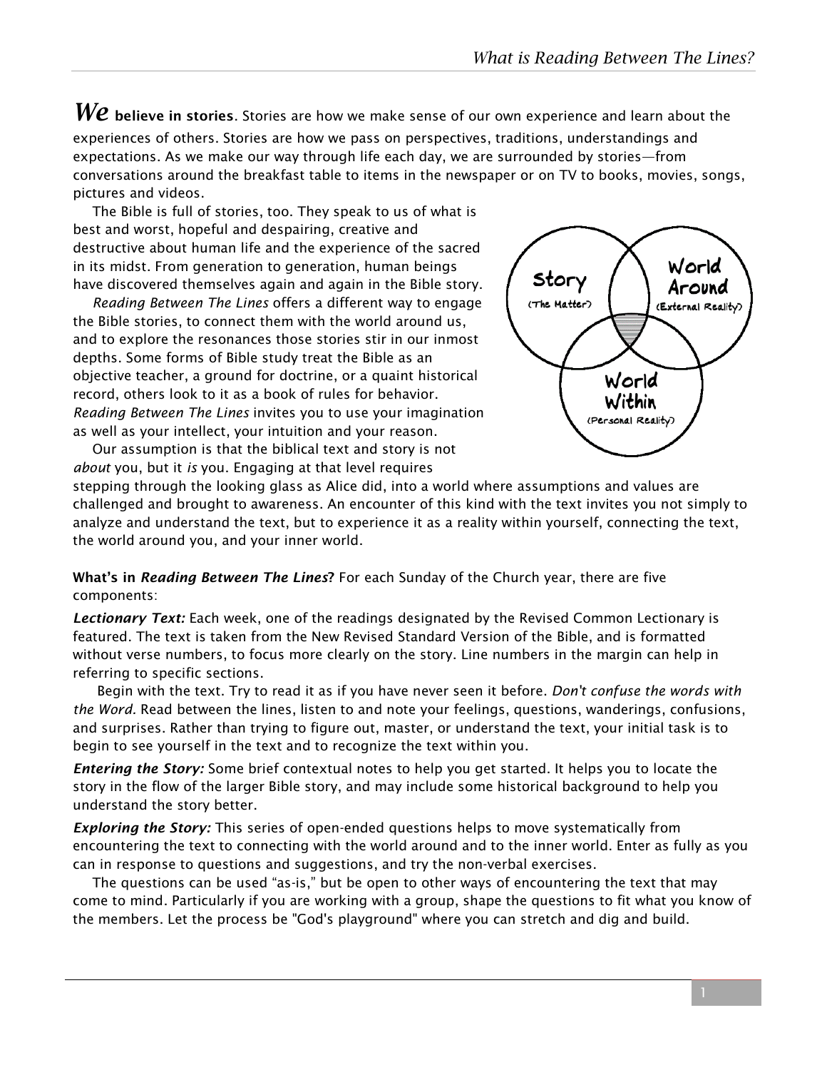**We believe in stories**. Stories are how we make sense of our own experience and learn about the experiences of others. Stories are how we pass on perspectives, traditions, understandings and expectations. As we make our way through life each day, we are surrounded by stories—from conversations around the breakfast table to items in the newspaper or on TV to books, movies, songs, pictures and videos.

The Bible is full of stories, too. They speak to us of what is best and worst, hopeful and despairing, creative and destructive about human life and the experience of the sacred in its midst. From generation to generation, human beings have discovered themselves again and again in the Bible story.

*Reading Between The Lines* offers a different way to engage the Bible stories, to connect them with the world around us, and to explore the resonances those stories stir in our inmost depths. Some forms of Bible study treat the Bible as an objective teacher, a ground for doctrine, or a quaint historical record, others look to it as a book of rules for behavior. *Reading Between The Lines* invites you to use your imagination as well as your intellect, your intuition and your reason.

Our assumption is that the biblical text and story is not *about* you, but it *is* you. Engaging at that level requires stepping through the looking glass as Alice did, into a world where assumptions and values are challenged and brought to awareness. An encounter of this kind with the text invites you not simply to analyze and understand the text, but to experience it as a reality within yourself, connecting the text, the world around you, and your inner world.

Story (The Matter)

World Around (External Reality)

World Within (Personal Reality)

**What's in *Reading Between The Lines*?** For each Sunday of the Church year, there are five components:

***Lectionary Text:*** Each week, one of the readings designated by the Revised Common Lectionary is featured. The text is taken from the New Revised Standard Version of the Bible, and is formatted without verse numbers, to focus more clearly on the story. Line numbers in the margin can help in referring to specific sections.

Begin with the text. Try to read it as if you have never seen it before. *Don't confuse the words with the Word.* Read between the lines, listen to and note your feelings, questions, wanderings, confusions, and surprises. Rather than trying to figure out, master, or understand the text, your initial task is to begin to see yourself in the text and to recognize the text within you.

***Entering the Story:*** Some brief contextual notes to help you get started. It helps you to locate the story in the flow of the larger Bible story, and may include some historical background to help you understand the story better.

***Exploring the Story:*** This series of open-ended questions helps to move systematically from encountering the text to connecting with the world around and to the inner world. Enter as fully as you can in response to questions and suggestions, and try the non-verbal exercises.

The questions can be used "as-is," but be open to other ways of encountering the text that may come to mind. Particularly if you are working with a group, shape the questions to fit what you know of the members. Let the process be "God's playground" where you can stretch and dig and build.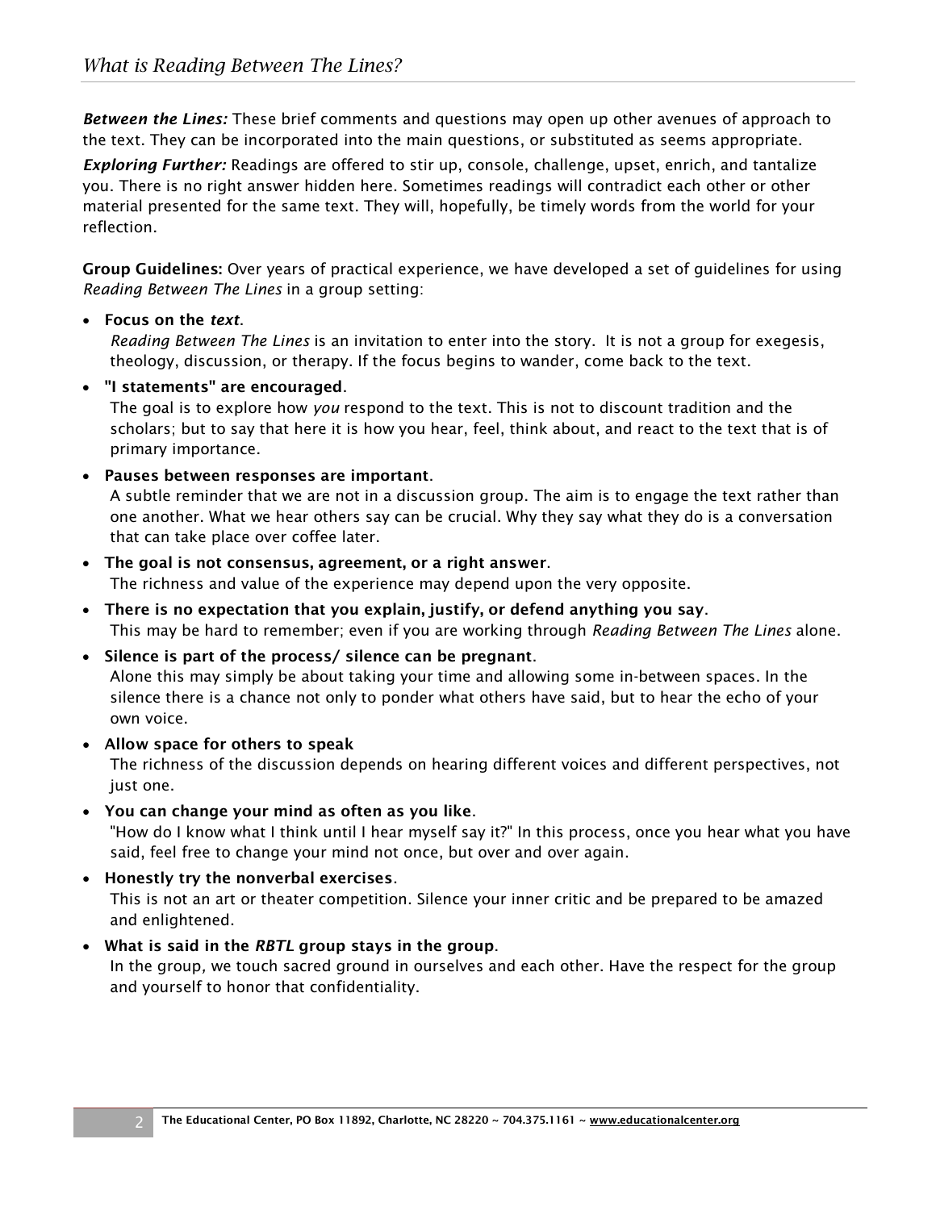*Between the Lines:* These brief comments and questions may open up other avenues of approach to the text. They can be incorporated into the main questions, or substituted as seems appropriate.

*Exploring Further:* Readings are offered to stir up, console, challenge, upset, enrich, and tantalize you. There is no right answer hidden here. Sometimes readings will contradict each other or other material presented for the same text. They will, hopefully, be timely words from the world for your reflection.

**Group Guidelines:** Over years of practical experience, we have developed a set of guidelines for using *Reading Between The Lines* in a group setting:

- **Focus on the *text*.**
  *Reading Between The Lines* is an invitation to enter into the story. It is not a group for exegesis, theology, discussion, or therapy. If the focus begins to wander, come back to the text.
- **"I statements" are encouraged.**
  The goal is to explore how *you* respond to the text. This is not to discount tradition and the scholars; but to say that here it is how you hear, feel, think about, and react to the text that is of primary importance.
- **Pauses between responses are important.**
  A subtle reminder that we are not in a discussion group. The aim is to engage the text rather than one another. What we hear others say can be crucial. Why they say what they do is a conversation that can take place over coffee later.
- **The goal is not consensus, agreement, or a right answer.**
  The richness and value of the experience may depend upon the very opposite.
- **There is no expectation that you explain, justify, or defend anything you say.**
  This may be hard to remember; even if you are working through *Reading Between The Lines* alone.
- **Silence is part of the process/ silence can be pregnant.**
  Alone this may simply be about taking your time and allowing some in-between spaces. In the silence there is a chance not only to ponder what others have said, but to hear the echo of your own voice.
- **Allow space for others to speak**
  The richness of the discussion depends on hearing different voices and different perspectives, not just one.
- **You can change your mind as often as you like.**
  "How do I know what I think until I hear myself say it?" In this process, once you hear what you have said, feel free to change your mind not once, but over and over again.
- **Honestly try the nonverbal exercises.**
  This is not an art or theater competition. Silence your inner critic and be prepared to be amazed and enlightened.
- **What is said in the *RBTL* group stays in the group.**
  In the group, we touch sacred ground in ourselves and each other. Have the respect for the group and yourself to honor that confidentiality.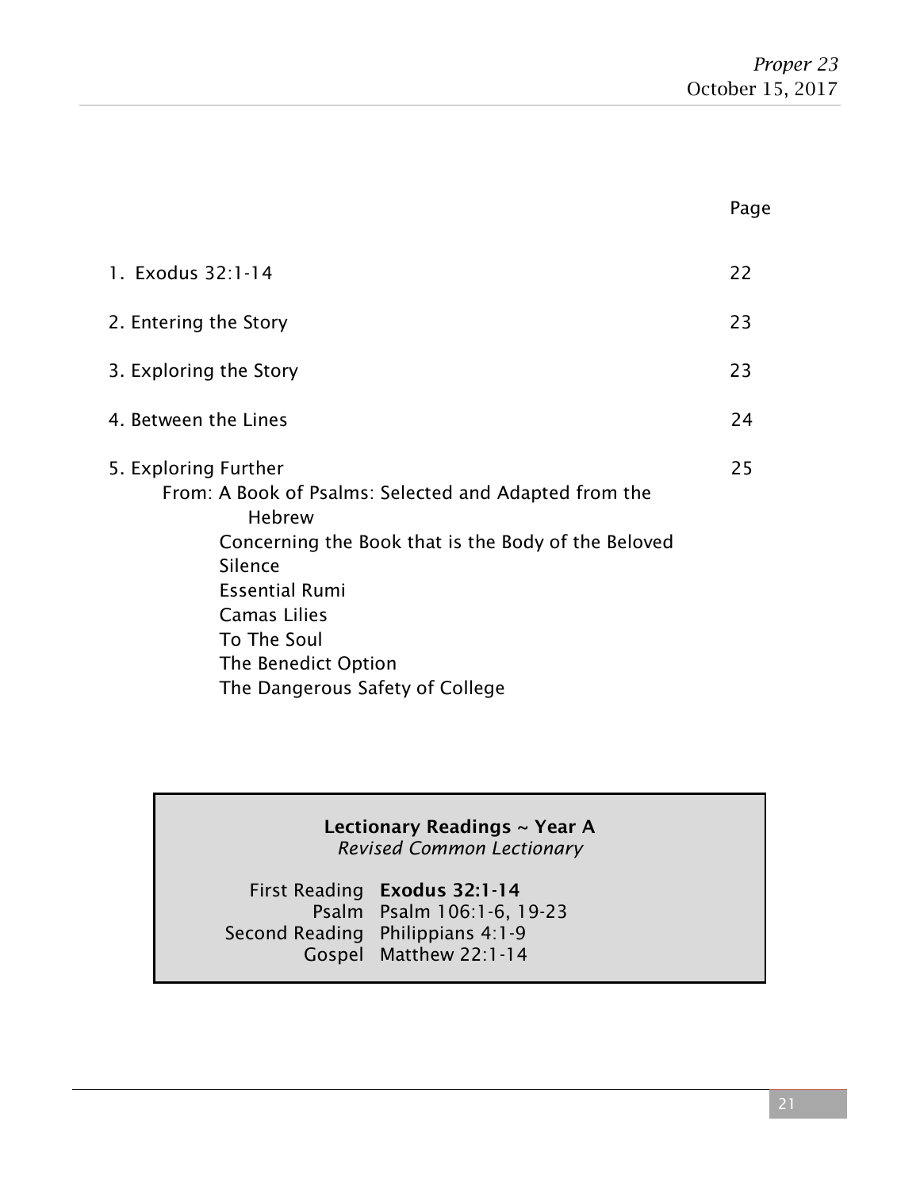*Proper 23*
October 15, 2017

| | Page |
|---|---|
| 1. Exodus 32:1-14 | 22 |
| 2. Entering the Story | 23 |
| 3. Exploring the Story | 23 |
| 4. Between the Lines | 24 |
| 5. Exploring Further | 25 |

From: A Book of Psalms: Selected and Adapted from the Hebrew
- Concerning the Book that is the Body of the Beloved
- Silence
- Essential Rumi
- Camas Lilies
- To The Soul
- The Benedict Option
- The Dangerous Safety of College

**Lectionary Readings ~ Year A**
*Revised Common Lectionary*

| | |
|---|---|
| First Reading | **Exodus 32:1-14** |
| Psalm | Psalm 106:1-6, 19-23 |
| Second Reading | Philippians 4:1-9 |
| Gospel | Matthew 22:1-14 |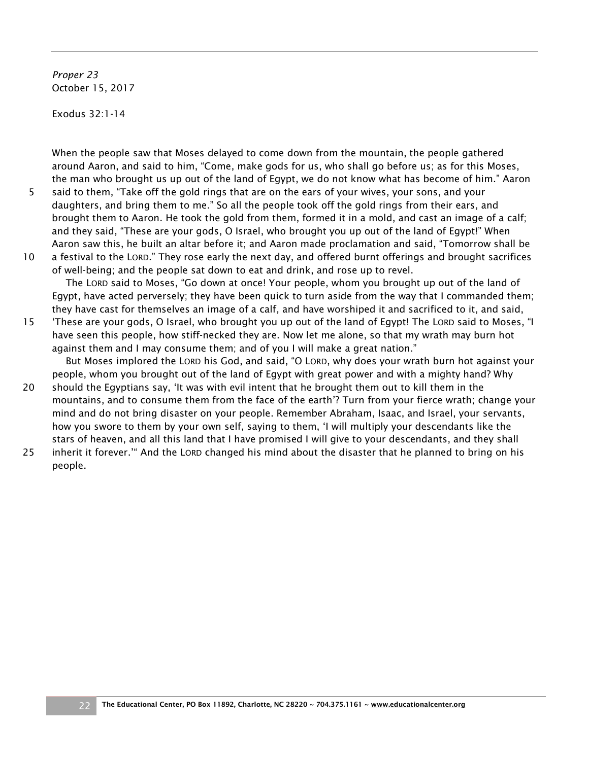*Proper 23*
October 15, 2017

Exodus 32:1-14

When the people saw that Moses delayed to come down from the mountain, the people gathered around Aaron, and said to him, "Come, make gods for us, who shall go before us; as for this Moses, the man who brought us up out of the land of Egypt, we do not know what has become of him." Aaron said to them, "Take off the gold rings that are on the ears of your wives, your sons, and your daughters, and bring them to me." So all the people took off the gold rings from their ears, and brought them to Aaron. He took the gold from them, formed it in a mold, and cast an image of a calf; and they said, "These are your gods, O Israel, who brought you up out of the land of Egypt!" When Aaron saw this, he built an altar before it; and Aaron made proclamation and said, "Tomorrow shall be a festival to the LORD." They rose early the next day, and offered burnt offerings and brought sacrifices of well-being; and the people sat down to eat and drink, and rose up to revel.

The LORD said to Moses, "Go down at once! Your people, whom you brought up out of the land of Egypt, have acted perversely; they have been quick to turn aside from the way that I commanded them; they have cast for themselves an image of a calf, and have worshiped it and sacrificed to it, and said, 'These are your gods, O Israel, who brought you up out of the land of Egypt! The LORD said to Moses, "I have seen this people, how stiff-necked they are. Now let me alone, so that my wrath may burn hot against them and I may consume them; and of you I will make a great nation."

But Moses implored the LORD his God, and said, "O LORD, why does your wrath burn hot against your people, whom you brought out of the land of Egypt with great power and with a mighty hand? Why should the Egyptians say, 'It was with evil intent that he brought them out to kill them in the mountains, and to consume them from the face of the earth'? Turn from your fierce wrath; change your mind and do not bring disaster on your people. Remember Abraham, Isaac, and Israel, your servants, how you swore to them by your own self, saying to them, 'I will multiply your descendants like the stars of heaven, and all this land that I have promised I will give to your descendants, and they shall inherit it forever.'" And the LORD changed his mind about the disaster that he planned to bring on his people.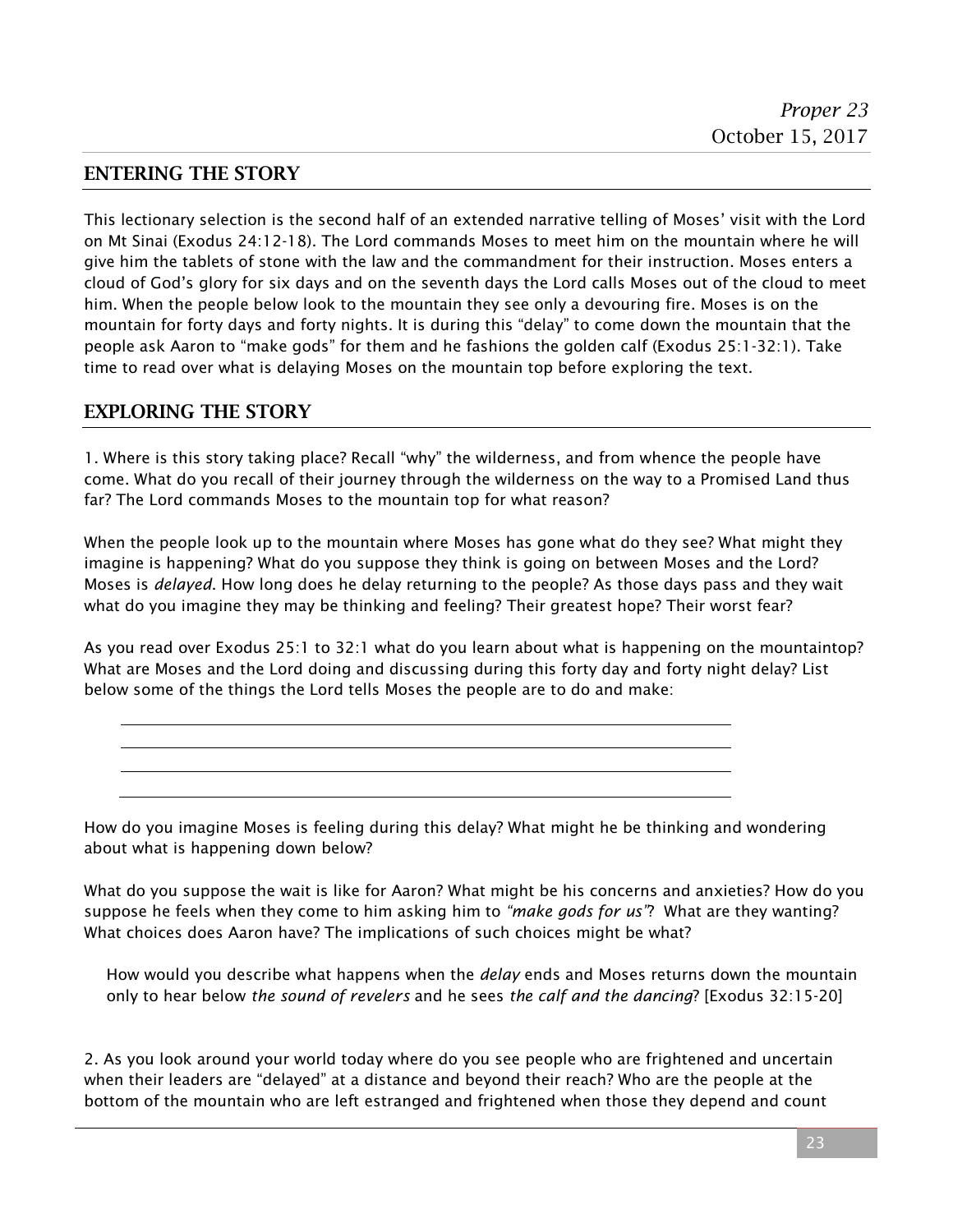*Proper 23*
October 15, 2017

## ENTERING THE STORY

This lectionary selection is the second half of an extended narrative telling of Moses' visit with the Lord on Mt Sinai (Exodus 24:12-18). The Lord commands Moses to meet him on the mountain where he will give him the tablets of stone with the law and the commandment for their instruction. Moses enters a cloud of God's glory for six days and on the seventh days the Lord calls Moses out of the cloud to meet him. When the people below look to the mountain they see only a devouring fire. Moses is on the mountain for forty days and forty nights. It is during this "delay" to come down the mountain that the people ask Aaron to "make gods" for them and he fashions the golden calf (Exodus 25:1-32:1). Take time to read over what is delaying Moses on the mountain top before exploring the text.

## EXPLORING THE STORY

1. Where is this story taking place? Recall "why" the wilderness, and from whence the people have come. What do you recall of their journey through the wilderness on the way to a Promised Land thus far? The Lord commands Moses to the mountain top for what reason?

When the people look up to the mountain where Moses has gone what do they see? What might they imagine is happening? What do you suppose they think is going on between Moses and the Lord? Moses is *delayed*. How long does he delay returning to the people? As those days pass and they wait what do you imagine they may be thinking and feeling? Their greatest hope? Their worst fear?

As you read over Exodus 25:1 to 32:1 what do you learn about what is happening on the mountaintop? What are Moses and the Lord doing and discussing during this forty day and forty night delay? List below some of the things the Lord tells Moses the people are to do and make:

______________________________________________

______________________________________________

______________________________________________

______________________________________________

How do you imagine Moses is feeling during this delay? What might he be thinking and wondering about what is happening down below?

What do you suppose the wait is like for Aaron? What might be his concerns and anxieties? How do you suppose he feels when they come to him asking him to *"make gods for us"*? What are they wanting? What choices does Aaron have? The implications of such choices might be what?

How would you describe what happens when the *delay* ends and Moses returns down the mountain only to hear below *the sound of revelers* and he sees *the calf and the dancing*? [Exodus 32:15-20]

2. As you look around your world today where do you see people who are frightened and uncertain when their leaders are "delayed" at a distance and beyond their reach? Who are the people at the bottom of the mountain who are left estranged and frightened when those they depend and count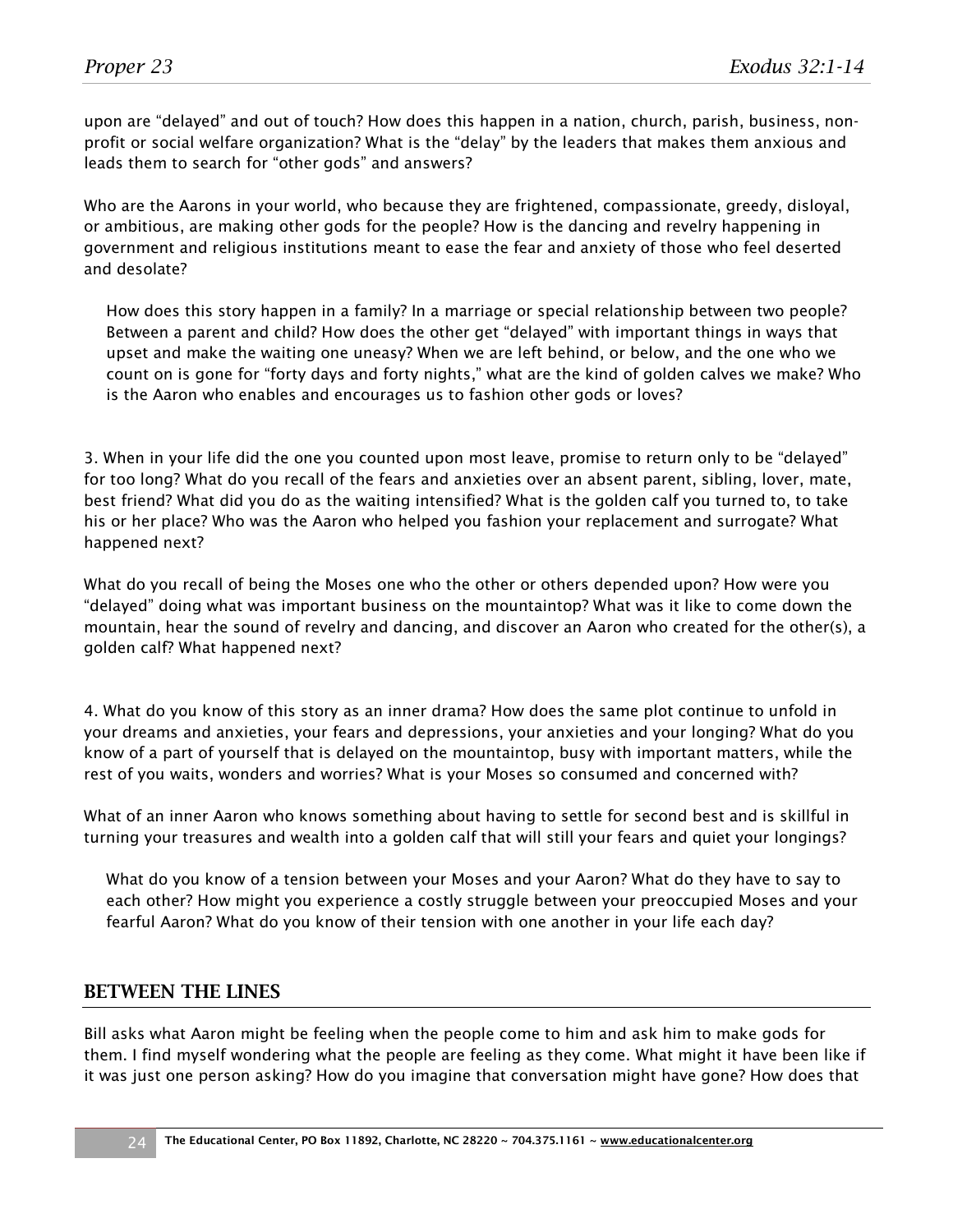upon are "delayed" and out of touch? How does this happen in a nation, church, parish, business, non-profit or social welfare organization? What is the "delay" by the leaders that makes them anxious and leads them to search for "other gods" and answers?

Who are the Aarons in your world, who because they are frightened, compassionate, greedy, disloyal, or ambitious, are making other gods for the people? How is the dancing and revelry happening in government and religious institutions meant to ease the fear and anxiety of those who feel deserted and desolate?

How does this story happen in a family? In a marriage or special relationship between two people? Between a parent and child? How does the other get "delayed" with important things in ways that upset and make the waiting one uneasy? When we are left behind, or below, and the one who we count on is gone for "forty days and forty nights," what are the kind of golden calves we make? Who is the Aaron who enables and encourages us to fashion other gods or loves?

3. When in your life did the one you counted upon most leave, promise to return only to be "delayed" for too long? What do you recall of the fears and anxieties over an absent parent, sibling, lover, mate, best friend? What did you do as the waiting intensified? What is the golden calf you turned to, to take his or her place? Who was the Aaron who helped you fashion your replacement and surrogate? What happened next?

What do you recall of being the Moses one who the other or others depended upon? How were you "delayed" doing what was important business on the mountaintop? What was it like to come down the mountain, hear the sound of revelry and dancing, and discover an Aaron who created for the other(s), a golden calf? What happened next?

4. What do you know of this story as an inner drama? How does the same plot continue to unfold in your dreams and anxieties, your fears and depressions, your anxieties and your longing? What do you know of a part of yourself that is delayed on the mountaintop, busy with important matters, while the rest of you waits, wonders and worries? What is your Moses so consumed and concerned with?

What of an inner Aaron who knows something about having to settle for second best and is skillful in turning your treasures and wealth into a golden calf that will still your fears and quiet your longings?

What do you know of a tension between your Moses and your Aaron? What do they have to say to each other? How might you experience a costly struggle between your preoccupied Moses and your fearful Aaron? What do you know of their tension with one another in your life each day?

## BETWEEN THE LINES

Bill asks what Aaron might be feeling when the people come to him and ask him to make gods for them. I find myself wondering what the people are feeling as they come. What might it have been like if it was just one person asking? How do you imagine that conversation might have gone? How does that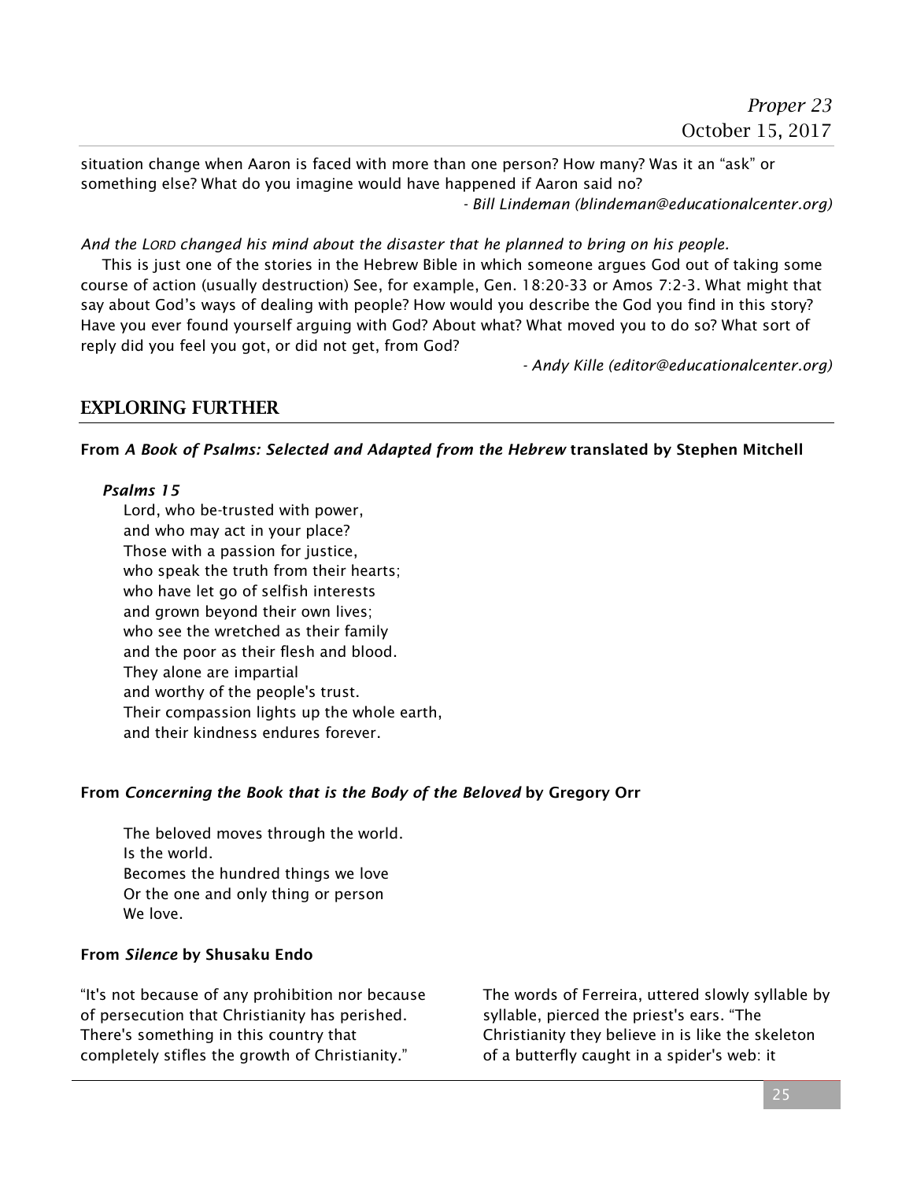situation change when Aaron is faced with more than one person? How many? Was it an "ask" or something else? What do you imagine would have happened if Aaron said no?

*- Bill Lindeman (blindeman@educationalcenter.org)*

*And the LORD changed his mind about the disaster that he planned to bring on his people.*

This is just one of the stories in the Hebrew Bible in which someone argues God out of taking some course of action (usually destruction) See, for example, Gen. 18:20-33 or Amos 7:2-3. What might that say about God's ways of dealing with people? How would you describe the God you find in this story? Have you ever found yourself arguing with God? About what? What moved you to do so? What sort of reply did you feel you got, or did not get, from God?

*- Andy Kille (editor@educationalcenter.org)*

## EXPLORING FURTHER

**From *A Book of Psalms: Selected and Adapted from the Hebrew* translated by Stephen Mitchell**

***Psalms 15***

Lord, who be-trusted with power,
and who may act in your place?
Those with a passion for justice,
who speak the truth from their hearts;
who have let go of selfish interests
and grown beyond their own lives;
who see the wretched as their family
and the poor as their flesh and blood.
They alone are impartial
and worthy of the people's trust.
Their compassion lights up the whole earth,
and their kindness endures forever.

**From *Concerning the Book that is the Body of the Beloved* by Gregory Orr**

The beloved moves through the world.
Is the world.
Becomes the hundred things we love
Or the one and only thing or person
We love.

**From *Silence* by Shusaku Endo**

"It's not because of any prohibition nor because of persecution that Christianity has perished. There's something in this country that completely stifles the growth of Christianity."

The words of Ferreira, uttered slowly syllable by syllable, pierced the priest's ears. "The Christianity they believe in is like the skeleton of a butterfly caught in a spider's web: it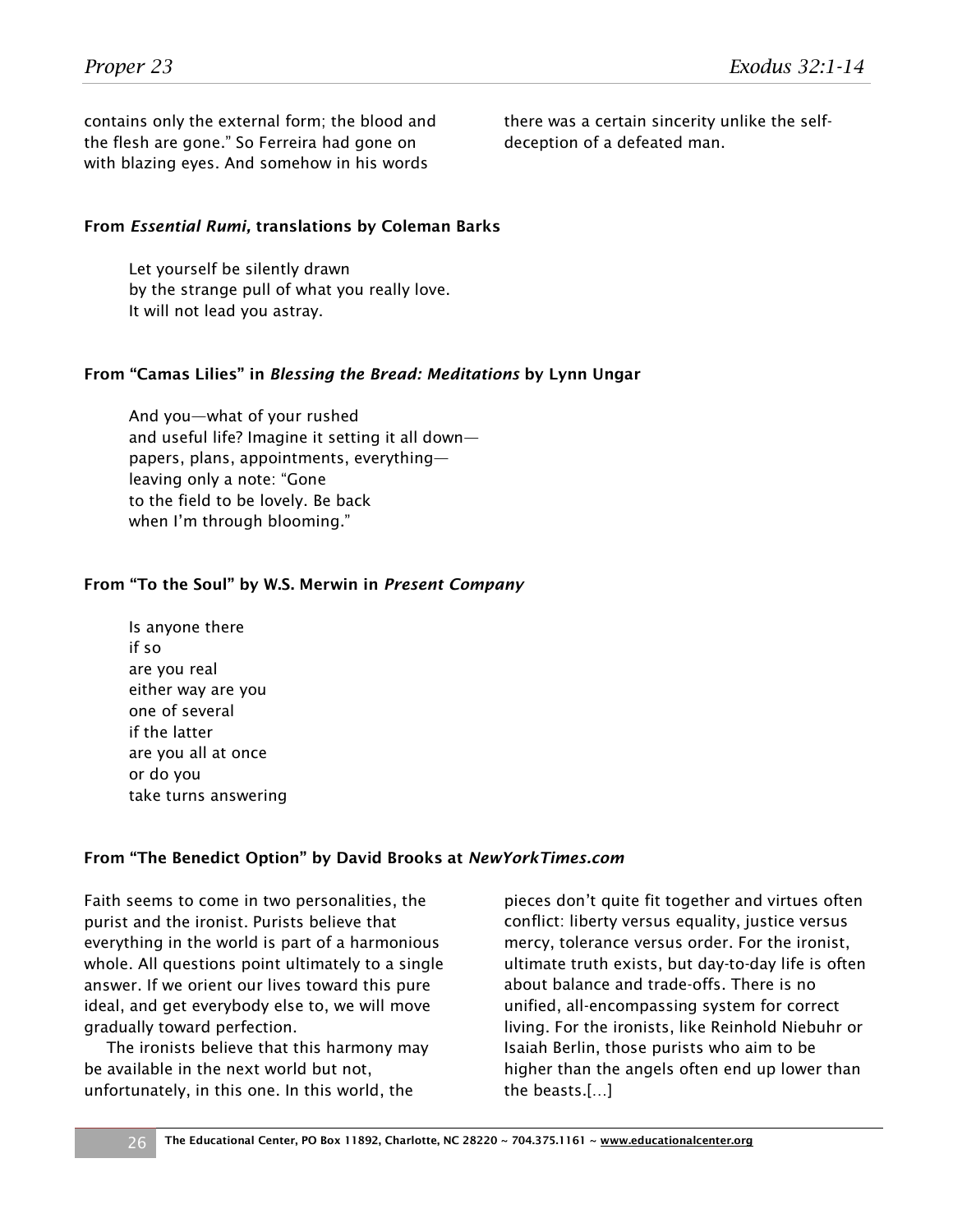contains only the external form; the blood and the flesh are gone." So Ferreira had gone on with blazing eyes. And somehow in his words there was a certain sincerity unlike the self-deception of a defeated man.

**From *Essential Rumi,* translations by Coleman Barks**

> Let yourself be silently drawn
> by the strange pull of what you really love.
> It will not lead you astray.

**From "Camas Lilies" in *Blessing the Bread: Meditations* by Lynn Ungar**

> And you—what of your rushed
> and useful life? Imagine it setting it all down—
> papers, plans, appointments, everything—
> leaving only a note: "Gone
> to the field to be lovely. Be back
> when I'm through blooming."

**From "To the Soul" by W.S. Merwin in *Present Company***

> Is anyone there
> if so
> are you real
> either way are you
> one of several
> if the latter
> are you all at once
> or do you
> take turns answering

**From "The Benedict Option" by David Brooks at *NewYorkTimes.com***

Faith seems to come in two personalities, the purist and the ironist. Purists believe that everything in the world is part of a harmonious whole. All questions point ultimately to a single answer. If we orient our lives toward this pure ideal, and get everybody else to, we will move gradually toward perfection.

The ironists believe that this harmony may be available in the next world but not, unfortunately, in this one. In this world, the pieces don't quite fit together and virtues often conflict: liberty versus equality, justice versus mercy, tolerance versus order. For the ironist, ultimate truth exists, but day-to-day life is often about balance and trade-offs. There is no unified, all-encompassing system for correct living. For the ironists, like Reinhold Niebuhr or Isaiah Berlin, those purists who aim to be higher than the angels often end up lower than the beasts.[…]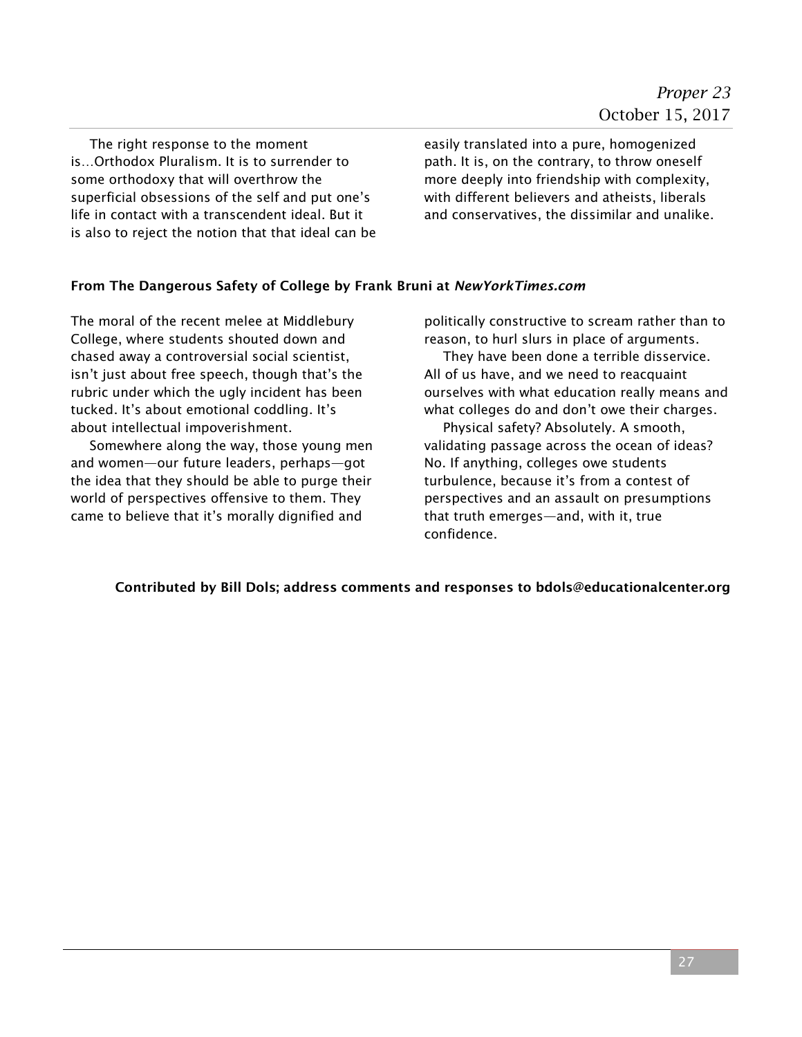The right response to the moment is…Orthodox Pluralism. It is to surrender to some orthodoxy that will overthrow the superficial obsessions of the self and put one's life in contact with a transcendent ideal. But it is also to reject the notion that that ideal can be easily translated into a pure, homogenized path. It is, on the contrary, to throw oneself more deeply into friendship with complexity, with different believers and atheists, liberals and conservatives, the dissimilar and unalike.

**From The Dangerous Safety of College by Frank Bruni at *NewYorkTimes.com***

The moral of the recent melee at Middlebury College, where students shouted down and chased away a controversial social scientist, isn't just about free speech, though that's the rubric under which the ugly incident has been tucked. It's about emotional coddling. It's about intellectual impoverishment.

Somewhere along the way, those young men and women—our future leaders, perhaps—got the idea that they should be able to purge their world of perspectives offensive to them. They came to believe that it's morally dignified and politically constructive to scream rather than to reason, to hurl slurs in place of arguments.

They have been done a terrible disservice. All of us have, and we need to reacquaint ourselves with what education really means and what colleges do and don't owe their charges.

Physical safety? Absolutely. A smooth, validating passage across the ocean of ideas? No. If anything, colleges owe students turbulence, because it's from a contest of perspectives and an assault on presumptions that truth emerges—and, with it, true confidence.

**Contributed by Bill Dols; address comments and responses to bdols@educationalcenter.org**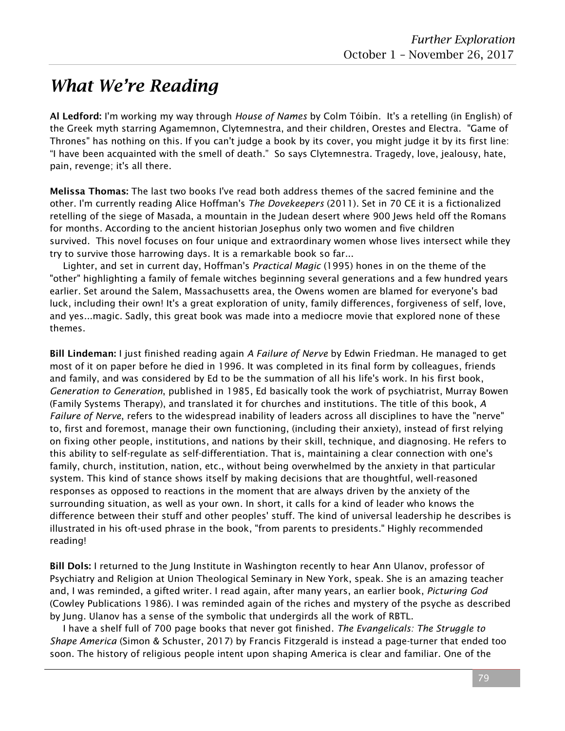# What We're Reading

**Al Ledford:** I'm working my way through *House of Names* by Colm Tóibín. It's a retelling (in English) of the Greek myth starring Agamemnon, Clytemnestra, and their children, Orestes and Electra. "Game of Thrones" has nothing on this. If you can't judge a book by its cover, you might judge it by its first line: "I have been acquainted with the smell of death." So says Clytemnestra. Tragedy, love, jealousy, hate, pain, revenge; it's all there.

**Melissa Thomas:** The last two books I've read both address themes of the sacred feminine and the other. I'm currently reading Alice Hoffman's *The Dovekeepers* (2011). Set in 70 CE it is a fictionalized retelling of the siege of Masada, a mountain in the Judean desert where 900 Jews held off the Romans for months. According to the ancient historian Josephus only two women and five children survived. This novel focuses on four unique and extraordinary women whose lives intersect while they try to survive those harrowing days. It is a remarkable book so far...

Lighter, and set in current day, Hoffman's *Practical Magic* (1995) hones in on the theme of the "other" highlighting a family of female witches beginning several generations and a few hundred years earlier. Set around the Salem, Massachusetts area, the Owens women are blamed for everyone's bad luck, including their own! It's a great exploration of unity, family differences, forgiveness of self, love, and yes...magic. Sadly, this great book was made into a mediocre movie that explored none of these themes.

**Bill Lindeman:** I just finished reading again *A Failure of Nerve* by Edwin Friedman. He managed to get most of it on paper before he died in 1996. It was completed in its final form by colleagues, friends and family, and was considered by Ed to be the summation of all his life's work. In his first book, *Generation to Generation*, published in 1985, Ed basically took the work of psychiatrist, Murray Bowen (Family Systems Therapy), and translated it for churches and institutions. The title of this book, *A Failure of Nerve*, refers to the widespread inability of leaders across all disciplines to have the "nerve" to, first and foremost, manage their own functioning, (including their anxiety), instead of first relying on fixing other people, institutions, and nations by their skill, technique, and diagnosing. He refers to this ability to self-regulate as self-differentiation. That is, maintaining a clear connection with one's family, church, institution, nation, etc., without being overwhelmed by the anxiety in that particular system. This kind of stance shows itself by making decisions that are thoughtful, well-reasoned responses as opposed to reactions in the moment that are always driven by the anxiety of the surrounding situation, as well as your own. In short, it calls for a kind of leader who knows the difference between their stuff and other peoples' stuff. The kind of universal leadership he describes is illustrated in his oft-used phrase in the book, "from parents to presidents." Highly recommended reading!

**Bill Dols:** I returned to the Jung Institute in Washington recently to hear Ann Ulanov, professor of Psychiatry and Religion at Union Theological Seminary in New York, speak. She is an amazing teacher and, I was reminded, a gifted writer. I read again, after many years, an earlier book, *Picturing God* (Cowley Publications 1986). I was reminded again of the riches and mystery of the psyche as described by Jung. Ulanov has a sense of the symbolic that undergirds all the work of RBTL.

I have a shelf full of 700 page books that never got finished. *The Evangelicals: The Struggle to Shape America* (Simon & Schuster, 2017) by Francis Fitzgerald is instead a page-turner that ended too soon. The history of religious people intent upon shaping America is clear and familiar. One of the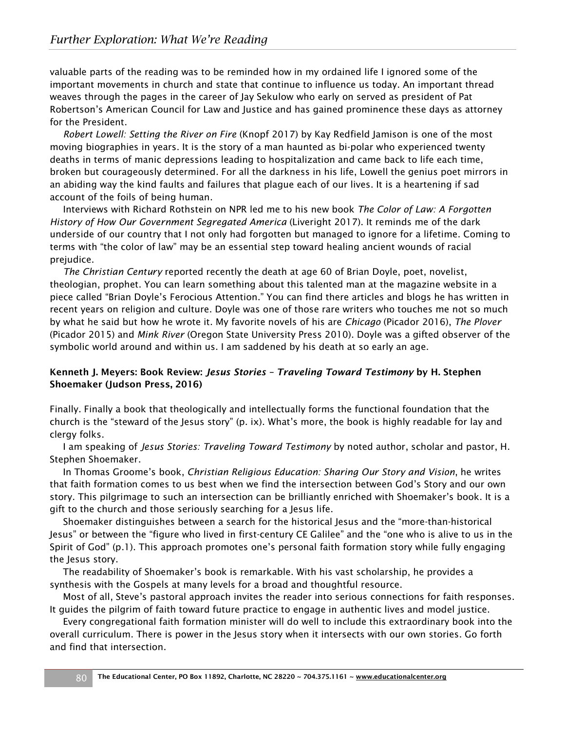valuable parts of the reading was to be reminded how in my ordained life I ignored some of the important movements in church and state that continue to influence us today. An important thread weaves through the pages in the career of Jay Sekulow who early on served as president of Pat Robertson's American Council for Law and Justice and has gained prominence these days as attorney for the President.

*Robert Lowell: Setting the River on Fire* (Knopf 2017) by Kay Redfield Jamison is one of the most moving biographies in years. It is the story of a man haunted as bi-polar who experienced twenty deaths in terms of manic depressions leading to hospitalization and came back to life each time, broken but courageously determined. For all the darkness in his life, Lowell the genius poet mirrors in an abiding way the kind faults and failures that plague each of our lives. It is a heartening if sad account of the foils of being human.

Interviews with Richard Rothstein on NPR led me to his new book *The Color of Law: A Forgotten History of How Our Government Segregated America* (Liveright 2017). It reminds me of the dark underside of our country that I not only had forgotten but managed to ignore for a lifetime. Coming to terms with "the color of law" may be an essential step toward healing ancient wounds of racial prejudice.

*The Christian Century* reported recently the death at age 60 of Brian Doyle, poet, novelist, theologian, prophet. You can learn something about this talented man at the magazine website in a piece called "Brian Doyle's Ferocious Attention." You can find there articles and blogs he has written in recent years on religion and culture. Doyle was one of those rare writers who touches me not so much by what he said but how he wrote it. My favorite novels of his are *Chicago* (Picador 2016), *The Plover* (Picador 2015) and *Mink River* (Oregon State University Press 2010). Doyle was a gifted observer of the symbolic world around and within us. I am saddened by his death at so early an age.

**Kenneth J. Meyers: Book Review: *Jesus Stories – Traveling Toward Testimony* by H. Stephen Shoemaker (Judson Press, 2016)**

Finally. Finally a book that theologically and intellectually forms the functional foundation that the church is the "steward of the Jesus story" (p. ix). What's more, the book is highly readable for lay and clergy folks.

I am speaking of *Jesus Stories: Traveling Toward Testimony* by noted author, scholar and pastor, H. Stephen Shoemaker.

In Thomas Groome's book, *Christian Religious Education: Sharing Our Story and Vision*, he writes that faith formation comes to us best when we find the intersection between God's Story and our own story. This pilgrimage to such an intersection can be brilliantly enriched with Shoemaker's book. It is a gift to the church and those seriously searching for a Jesus life.

Shoemaker distinguishes between a search for the historical Jesus and the "more-than-historical Jesus" or between the "figure who lived in first-century CE Galilee" and the "one who is alive to us in the Spirit of God" (p.1). This approach promotes one's personal faith formation story while fully engaging the Jesus story.

The readability of Shoemaker's book is remarkable. With his vast scholarship, he provides a synthesis with the Gospels at many levels for a broad and thoughtful resource.

Most of all, Steve's pastoral approach invites the reader into serious connections for faith responses. It guides the pilgrim of faith toward future practice to engage in authentic lives and model justice.

Every congregational faith formation minister will do well to include this extraordinary book into the overall curriculum. There is power in the Jesus story when it intersects with our own stories. Go forth and find that intersection.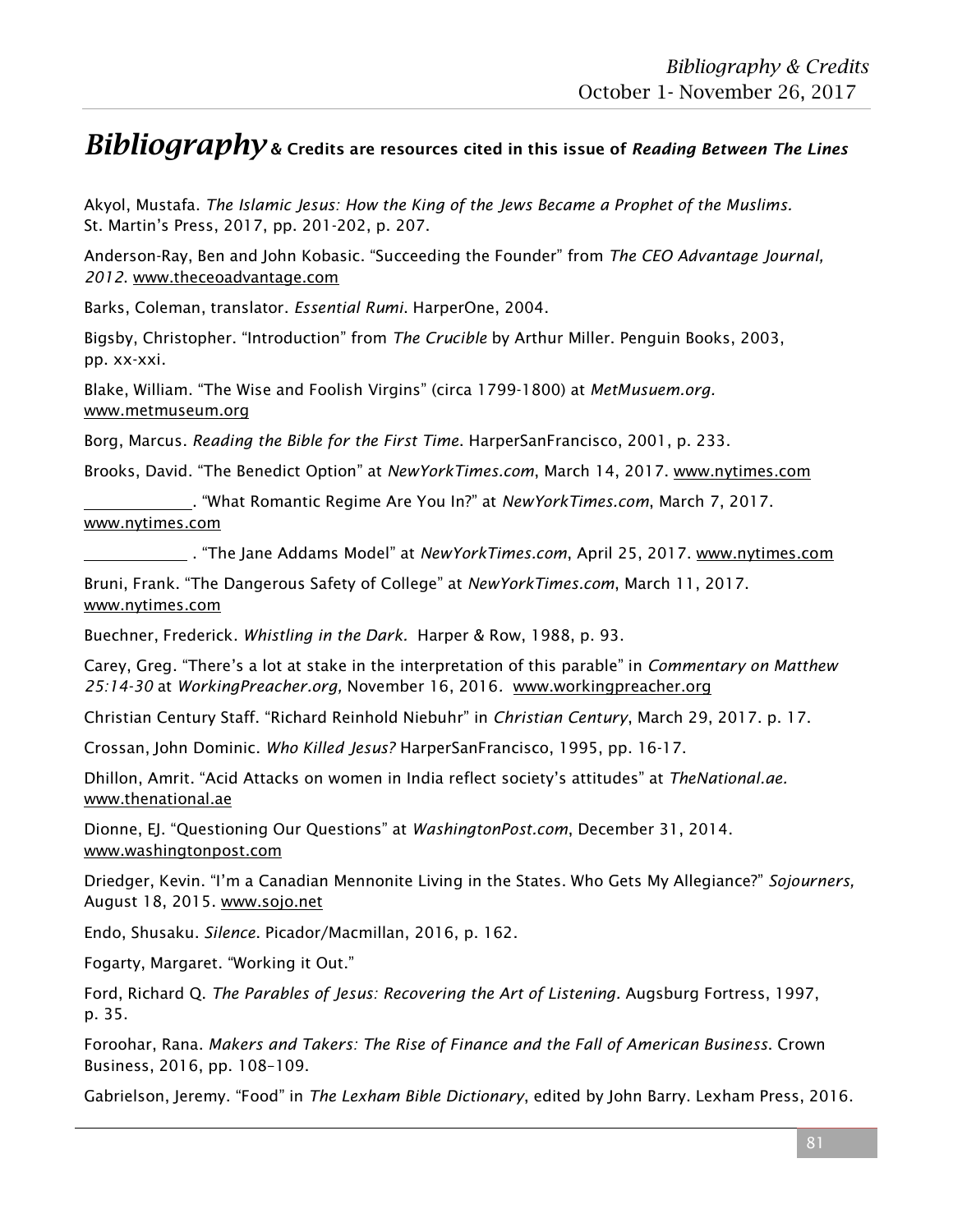# *Bibliography* & Credits are resources cited in this issue of *Reading Between The Lines*

Akyol, Mustafa. *The Islamic Jesus: How the King of the Jews Became a Prophet of the Muslims.* St. Martin's Press, 2017, pp. 201-202, p. 207.

Anderson-Ray, Ben and John Kobasic. "Succeeding the Founder" from *The CEO Advantage Journal, 2012*. www.theceoadvantage.com

Barks, Coleman, translator. *Essential Rumi*. HarperOne, 2004.

Bigsby, Christopher. "Introduction" from *The Crucible* by Arthur Miller. Penguin Books, 2003, pp. xx-xxi.

Blake, William. "The Wise and Foolish Virgins" (circa 1799-1800) at *MetMusuem.org.* www.metmuseum.org

Borg, Marcus. *Reading the Bible for the First Time*. HarperSanFrancisco, 2001, p. 233.

Brooks, David. "The Benedict Option" at *NewYorkTimes.com*, March 14, 2017. www.nytimes.com

\_\_\_\_\_\_\_\_\_\_\_\_. "What Romantic Regime Are You In?" at *NewYorkTimes.com*, March 7, 2017. www.nytimes.com

\_\_\_\_\_\_\_\_\_\_\_\_. "The Jane Addams Model" at *NewYorkTimes.com*, April 25, 2017. www.nytimes.com

Bruni, Frank. "The Dangerous Safety of College" at *NewYorkTimes.com*, March 11, 2017. www.nytimes.com

Buechner, Frederick. *Whistling in the Dark.* Harper & Row, 1988, p. 93.

Carey, Greg. "There's a lot at stake in the interpretation of this parable" in *Commentary on Matthew 25:14-30* at *WorkingPreacher.org,* November 16, 2016. www.workingpreacher.org

Christian Century Staff. "Richard Reinhold Niebuhr" in *Christian Century*, March 29, 2017. p. 17.

Crossan, John Dominic. *Who Killed Jesus?* HarperSanFrancisco, 1995, pp. 16-17.

Dhillon, Amrit. "Acid Attacks on women in India reflect society's attitudes" at *TheNational.ae.* www.thenational.ae

Dionne, EJ. "Questioning Our Questions" at *WashingtonPost.com*, December 31, 2014. www.washingtonpost.com

Driedger, Kevin. "I'm a Canadian Mennonite Living in the States. Who Gets My Allegiance?" *Sojourners,* August 18, 2015. www.sojo.net

Endo, Shusaku. *Silence*. Picador/Macmillan, 2016, p. 162.

Fogarty, Margaret. "Working it Out."

Ford, Richard Q. *The Parables of Jesus: Recovering the Art of Listening.* Augsburg Fortress, 1997, p. 35.

Foroohar, Rana. *Makers and Takers: The Rise of Finance and the Fall of American Business.* Crown Business, 2016, pp. 108–109.

Gabrielson, Jeremy. "Food" in *The Lexham Bible Dictionary*, edited by John Barry. Lexham Press, 2016.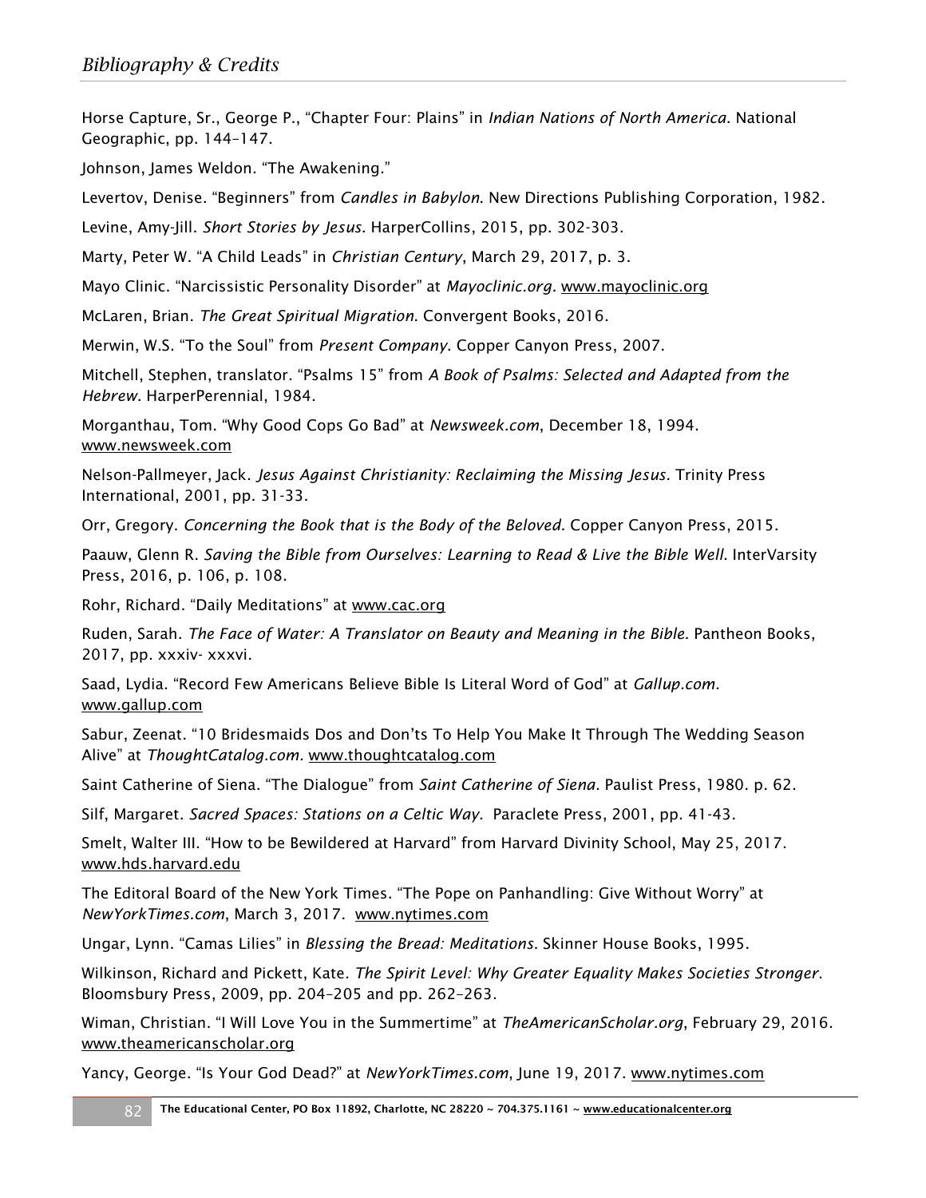Horse Capture, Sr., George P., "Chapter Four: Plains" in *Indian Nations of North America*. National Geographic, pp. 144–147.

Johnson, James Weldon. "The Awakening."

Levertov, Denise. "Beginners" from *Candles in Babylon*. New Directions Publishing Corporation, 1982.

Levine, Amy-Jill. *Short Stories by Jesus*. HarperCollins, 2015, pp. 302-303.

Marty, Peter W. "A Child Leads" in *Christian Century*, March 29, 2017, p. 3.

Mayo Clinic. "Narcissistic Personality Disorder" at *Mayoclinic.org*. www.mayoclinic.org

McLaren, Brian. *The Great Spiritual Migration*. Convergent Books, 2016.

Merwin, W.S. "To the Soul" from *Present Company*. Copper Canyon Press, 2007.

Mitchell, Stephen, translator. "Psalms 15" from *A Book of Psalms: Selected and Adapted from the Hebrew*. HarperPerennial, 1984.

Morganthau, Tom. "Why Good Cops Go Bad" at *Newsweek.com*, December 18, 1994. www.newsweek.com

Nelson-Pallmeyer, Jack. *Jesus Against Christianity: Reclaiming the Missing Jesus.* Trinity Press International, 2001, pp. 31-33.

Orr, Gregory. *Concerning the Book that is the Body of the Beloved.* Copper Canyon Press, 2015.

Paauw, Glenn R. *Saving the Bible from Ourselves: Learning to Read & Live the Bible Well*. InterVarsity Press, 2016, p. 106, p. 108.

Rohr, Richard. "Daily Meditations" at www.cac.org

Ruden, Sarah. *The Face of Water: A Translator on Beauty and Meaning in the Bible*. Pantheon Books, 2017, pp. xxxiv- xxxvi.

Saad, Lydia. "Record Few Americans Believe Bible Is Literal Word of God" at *Gallup.com.* www.gallup.com

Sabur, Zeenat. "10 Bridesmaids Dos and Don'ts To Help You Make It Through The Wedding Season Alive" at *ThoughtCatalog.com*. www.thoughtcatalog.com

Saint Catherine of Siena. "The Dialogue" from *Saint Catherine of Siena*. Paulist Press, 1980. p. 62.

Silf, Margaret. *Sacred Spaces: Stations on a Celtic Way.* Paraclete Press, 2001, pp. 41-43.

Smelt, Walter III. "How to be Bewildered at Harvard" from Harvard Divinity School, May 25, 2017. www.hds.harvard.edu

The Editoral Board of the New York Times. "The Pope on Panhandling: Give Without Worry" at *NewYorkTimes.com*, March 3, 2017. www.nytimes.com

Ungar, Lynn. "Camas Lilies" in *Blessing the Bread: Meditations*. Skinner House Books, 1995.

Wilkinson, Richard and Pickett, Kate. *The Spirit Level: Why Greater Equality Makes Societies Stronger*. Bloomsbury Press, 2009, pp. 204–205 and pp. 262–263.

Wiman, Christian. "I Will Love You in the Summertime" at *TheAmericanScholar.org*, February 29, 2016. www.theamericanscholar.org

Yancy, George. "Is Your God Dead?" at *NewYorkTimes.com*, June 19, 2017. www.nytimes.com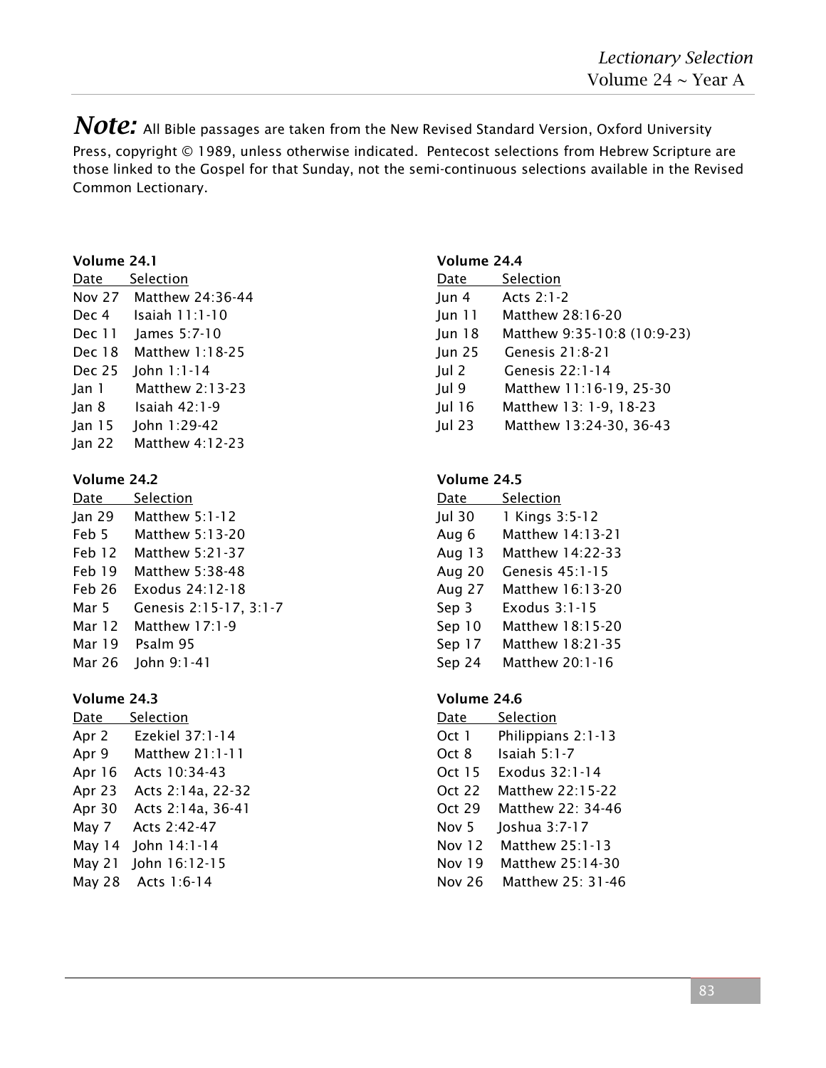*Note:* All Bible passages are taken from the New Revised Standard Version, Oxford University Press, copyright © 1989, unless otherwise indicated. Pentecost selections from Hebrew Scripture are those linked to the Gospel for that Sunday, not the semi-continuous selections available in the Revised Common Lectionary.

**Volume 24.1**

| Date | Selection |
|---|---|
| Nov 27 | Matthew 24:36-44 |
| Dec 4 | Isaiah 11:1-10 |
| Dec 11 | James 5:7-10 |
| Dec 18 | Matthew 1:18-25 |
| Dec 25 | John 1:1-14 |
| Jan 1 | Matthew 2:13-23 |
| Jan 8 | Isaiah 42:1-9 |
| Jan 15 | John 1:29-42 |
| Jan 22 | Matthew 4:12-23 |

**Volume 24.2**

| Date | Selection |
|---|---|
| Jan 29 | Matthew 5:1-12 |
| Feb 5 | Matthew 5:13-20 |
| Feb 12 | Matthew 5:21-37 |
| Feb 19 | Matthew 5:38-48 |
| Feb 26 | Exodus 24:12-18 |
| Mar 5 | Genesis 2:15-17, 3:1-7 |
| Mar 12 | Matthew 17:1-9 |
| Mar 19 | Psalm 95 |
| Mar 26 | John 9:1-41 |

**Volume 24.3**

| Date | Selection |
|---|---|
| Apr 2 | Ezekiel 37:1-14 |
| Apr 9 | Matthew 21:1-11 |
| Apr 16 | Acts 10:34-43 |
| Apr 23 | Acts 2:14a, 22-32 |
| Apr 30 | Acts 2:14a, 36-41 |
| May 7 | Acts 2:42-47 |
| May 14 | John 14:1-14 |
| May 21 | John 16:12-15 |
| May 28 | Acts 1:6-14 |

**Volume 24.4**

| Date | Selection |
|---|---|
| Jun 4 | Acts 2:1-2 |
| Jun 11 | Matthew 28:16-20 |
| Jun 18 | Matthew 9:35-10:8 (10:9-23) |
| Jun 25 | Genesis 21:8-21 |
| Jul 2 | Genesis 22:1-14 |
| Jul 9 | Matthew 11:16-19, 25-30 |
| Jul 16 | Matthew 13: 1-9, 18-23 |
| Jul 23 | Matthew 13:24-30, 36-43 |

**Volume 24.5**

| Date | Selection |
|---|---|
| Jul 30 | 1 Kings 3:5-12 |
| Aug 6 | Matthew 14:13-21 |
| Aug 13 | Matthew 14:22-33 |
| Aug 20 | Genesis 45:1-15 |
| Aug 27 | Matthew 16:13-20 |
| Sep 3 | Exodus 3:1-15 |
| Sep 10 | Matthew 18:15-20 |
| Sep 17 | Matthew 18:21-35 |
| Sep 24 | Matthew 20:1-16 |

**Volume 24.6**

| Date | Selection |
|---|---|
| Oct 1 | Philippians 2:1-13 |
| Oct 8 | Isaiah 5:1-7 |
| Oct 15 | Exodus 32:1-14 |
| Oct 22 | Matthew 22:15-22 |
| Oct 29 | Matthew 22: 34-46 |
| Nov 5 | Joshua 3:7-17 |
| Nov 12 | Matthew 25:1-13 |
| Nov 19 | Matthew 25:14-30 |
| Nov 26 | Matthew 25: 31-46 |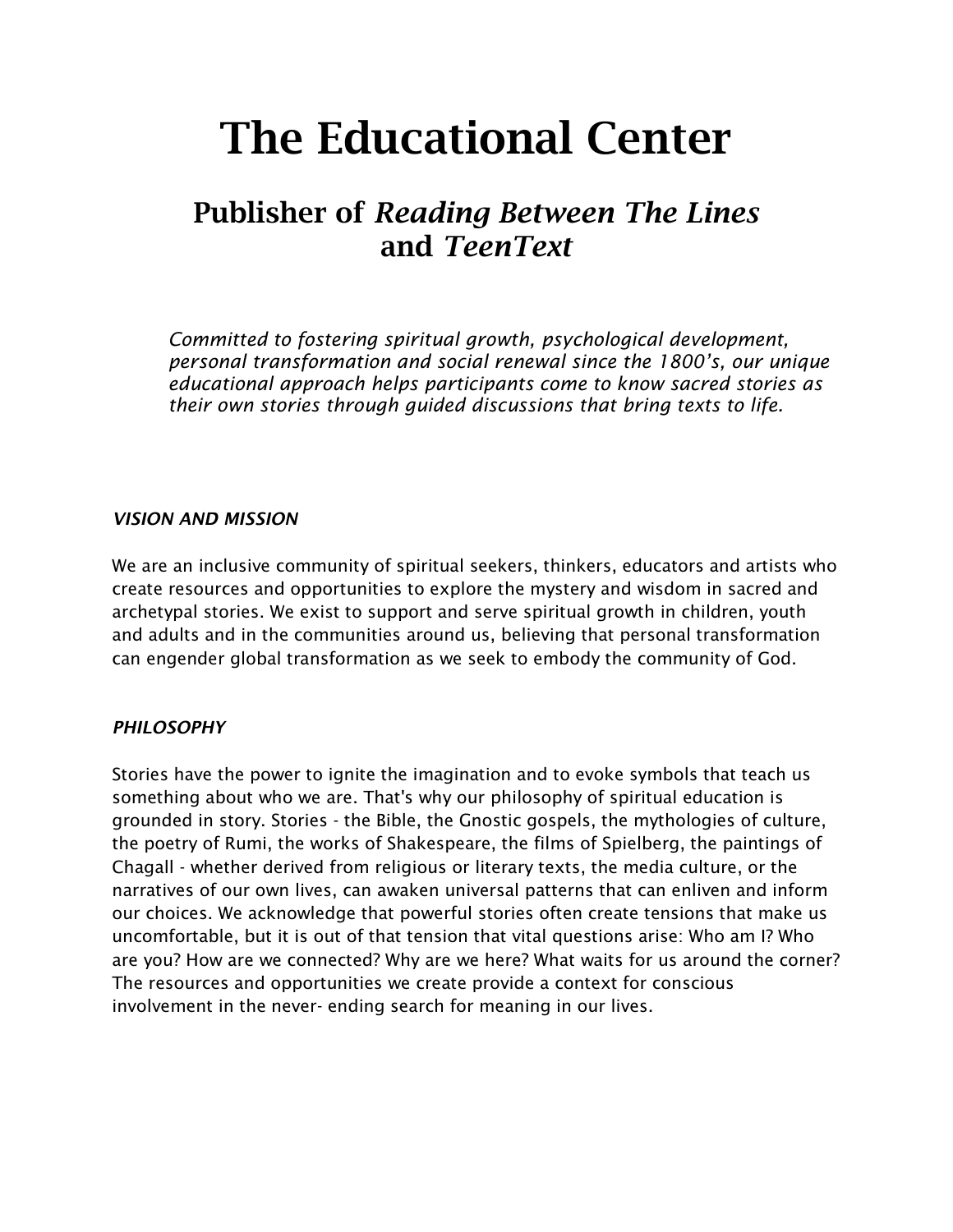# The Educational Center

## Publisher of *Reading Between The Lines* and *TeenText*

*Committed to fostering spiritual growth, psychological development, personal transformation and social renewal since the 1800's, our unique educational approach helps participants come to know sacred stories as their own stories through guided discussions that bring texts to life.*

### *VISION AND MISSION*

We are an inclusive community of spiritual seekers, thinkers, educators and artists who create resources and opportunities to explore the mystery and wisdom in sacred and archetypal stories. We exist to support and serve spiritual growth in children, youth and adults and in the communities around us, believing that personal transformation can engender global transformation as we seek to embody the community of God.

### *PHILOSOPHY*

Stories have the power to ignite the imagination and to evoke symbols that teach us something about who we are. That's why our philosophy of spiritual education is grounded in story. Stories - the Bible, the Gnostic gospels, the mythologies of culture, the poetry of Rumi, the works of Shakespeare, the films of Spielberg, the paintings of Chagall - whether derived from religious or literary texts, the media culture, or the narratives of our own lives, can awaken universal patterns that can enliven and inform our choices. We acknowledge that powerful stories often create tensions that make us uncomfortable, but it is out of that tension that vital questions arise: Who am I? Who are you? How are we connected? Why are we here? What waits for us around the corner? The resources and opportunities we create provide a context for conscious involvement in the never- ending search for meaning in our lives.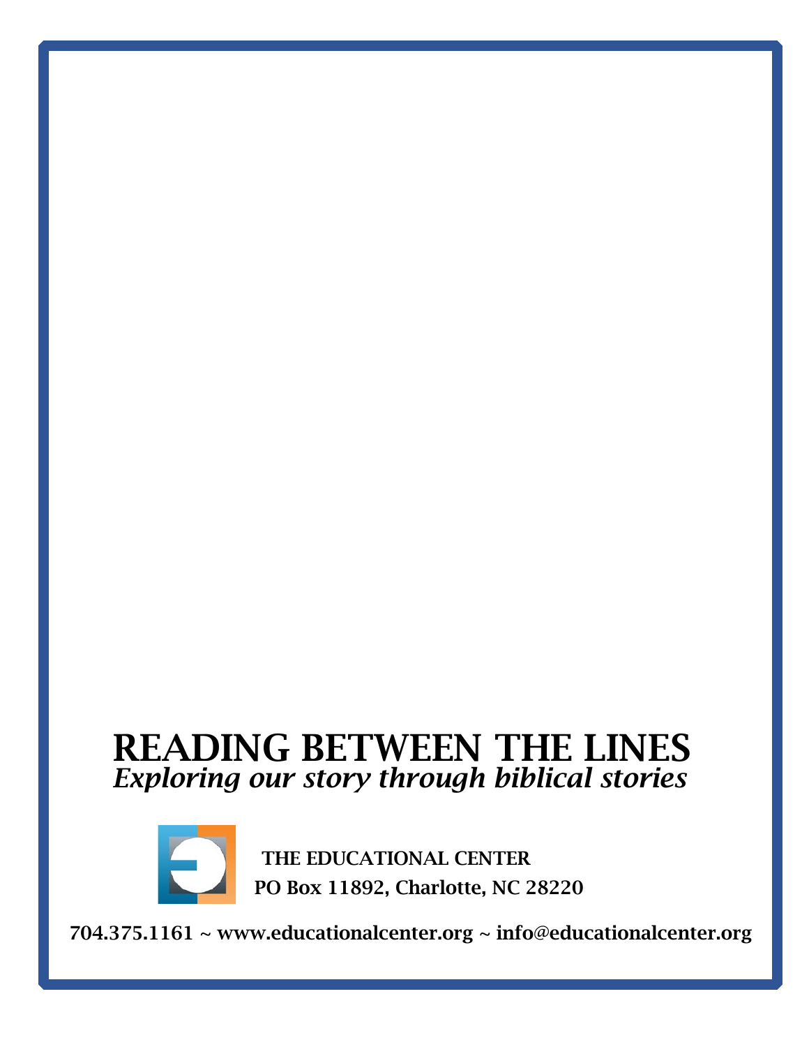# READING BETWEEN THE LINES

*Exploring our story through biblical stories*

THE EDUCATIONAL CENTER

PO Box 11892, Charlotte, NC 28220

704.375.1161 ~ www.educationalcenter.org ~ info@educationalcenter.org